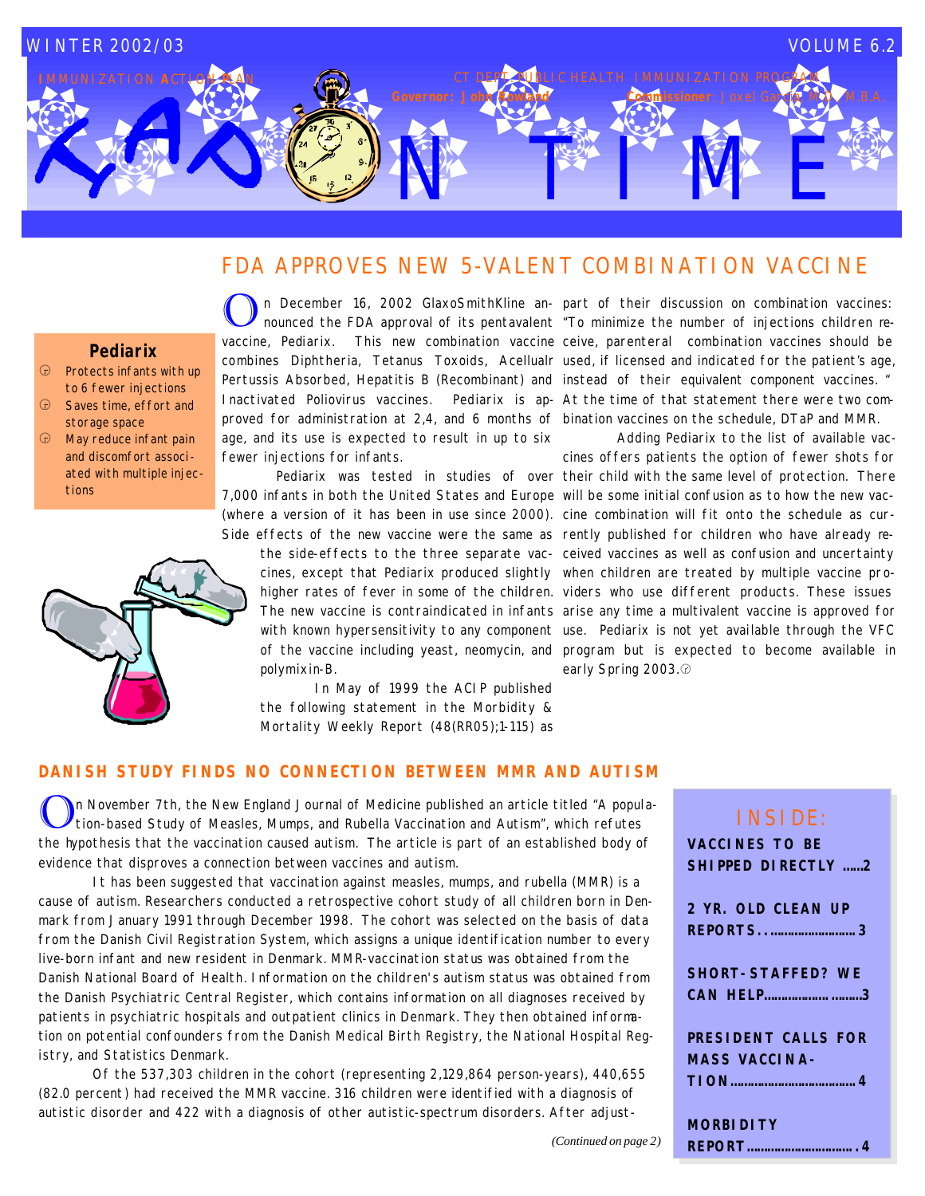WINTER 2002/03 VOLUME 6.2

IMMUNIZATION ACTION PLAN

CT DEPT. PUBLIC HEALTH IMMUNIZATION PROGRAM

Governor: John Rowland Commissioner: Joxel Garcia, M.D., M.B.A.

# IAP ON TIME

## FDA APPROVES NEW 5-VALENT COMBINATION VACCINE

**Pediarix**

- Protects infants with up to 6 fewer injections
- Saves time, effort and storage space
- May reduce infant pain and discomfort associated with multiple injections

On December 16, 2002 GlaxoSmithKline announced the FDA approval of its pentavalent vaccine, Pediarix. This new combination vaccine combines Diphtheria, Tetanus Toxoids, Acellualr Pertussis Absorbed, Hepatitis B (Recombinant) and Inactivated Poliovirus vaccines. Pediarix is approved for administration at 2,4, and 6 months of age, and its use is expected to result in up to six fewer injections for infants.

Pediarix was tested in studies of over 7,000 infants in both the United States and Europe (where a version of it has been in use since 2000). Side effects of the new vaccine were the same as the side-effects to the three separate vaccines, except that Pediarix produced slightly higher rates of fever in some of the children. The new vaccine is contraindicated in infants with known hypersensitivity to any component of the vaccine including yeast, neomycin, and polymixin-B.

In May of 1999 the ACIP published the following statement in the Morbidity & Mortality Weekly Report (48(RR05);1-115) as part of their discussion on combination vaccines: "To minimize the number of injections children receive, parenteral combination vaccines should be used, if licensed and indicated for the patient's age, instead of their equivalent component vaccines." At the time of that statement there were two combination vaccines on the schedule, DTaP and MMR.

Adding Pediarix to the list of available vaccines offers patients the option of fewer shots for their child with the same level of protection. There will be some initial confusion as to how the new vaccine combination will fit onto the schedule as currently published for children who have already received vaccines as well as confusion and uncertainty when children are treated by multiple vaccine providers who use different products. These issues arise any time a multivalent vaccine is approved for use. Pediarix is not yet available through the VFC program but is expected to become available in early Spring 2003.

## DANISH STUDY FINDS NO CONNECTION BETWEEN MMR AND AUTISM

On November 7th, the New England Journal of Medicine published an article titled "A population-based Study of Measles, Mumps, and Rubella Vaccination and Autism", which refutes the hypothesis that the vaccination caused autism. The article is part of an established body of evidence that disproves a connection between vaccines and autism.

It has been suggested that vaccination against measles, mumps, and rubella (MMR) is a cause of autism. Researchers conducted a retrospective cohort study of all children born in Denmark from January 1991 through December 1998. The cohort was selected on the basis of data from the Danish Civil Registration System, which assigns a unique identification number to every live-born infant and new resident in Denmark. MMR-vaccination status was obtained from the Danish National Board of Health. Information on the children's autism status was obtained from the Danish Psychiatric Central Register, which contains information on all diagnoses received by patients in psychiatric hospitals and outpatient clinics in Denmark. They then obtained information on potential confounders from the Danish Medical Birth Registry, the National Hospital Registry, and Statistics Denmark.

Of the 537,303 children in the cohort (representing 2,129,864 person-years), 440,655 (82.0 percent) had received the MMR vaccine. 316 children were identified with a diagnosis of autistic disorder and 422 with a diagnosis of other autistic-spectrum disorders. After adjust-

*(Continued on page 2)*

**INSIDE:**

- **VACCINES TO BE SHIPPED DIRECTLY** ......2
- **2 YR. OLD CLEAN UP REPORTS** ......3
- **SHORT-STAFFED? WE CAN HELP** ......3
- **PRESIDENT CALLS FOR MASS VACCINATION** ......4
- **MORBIDITY REPORT** ......4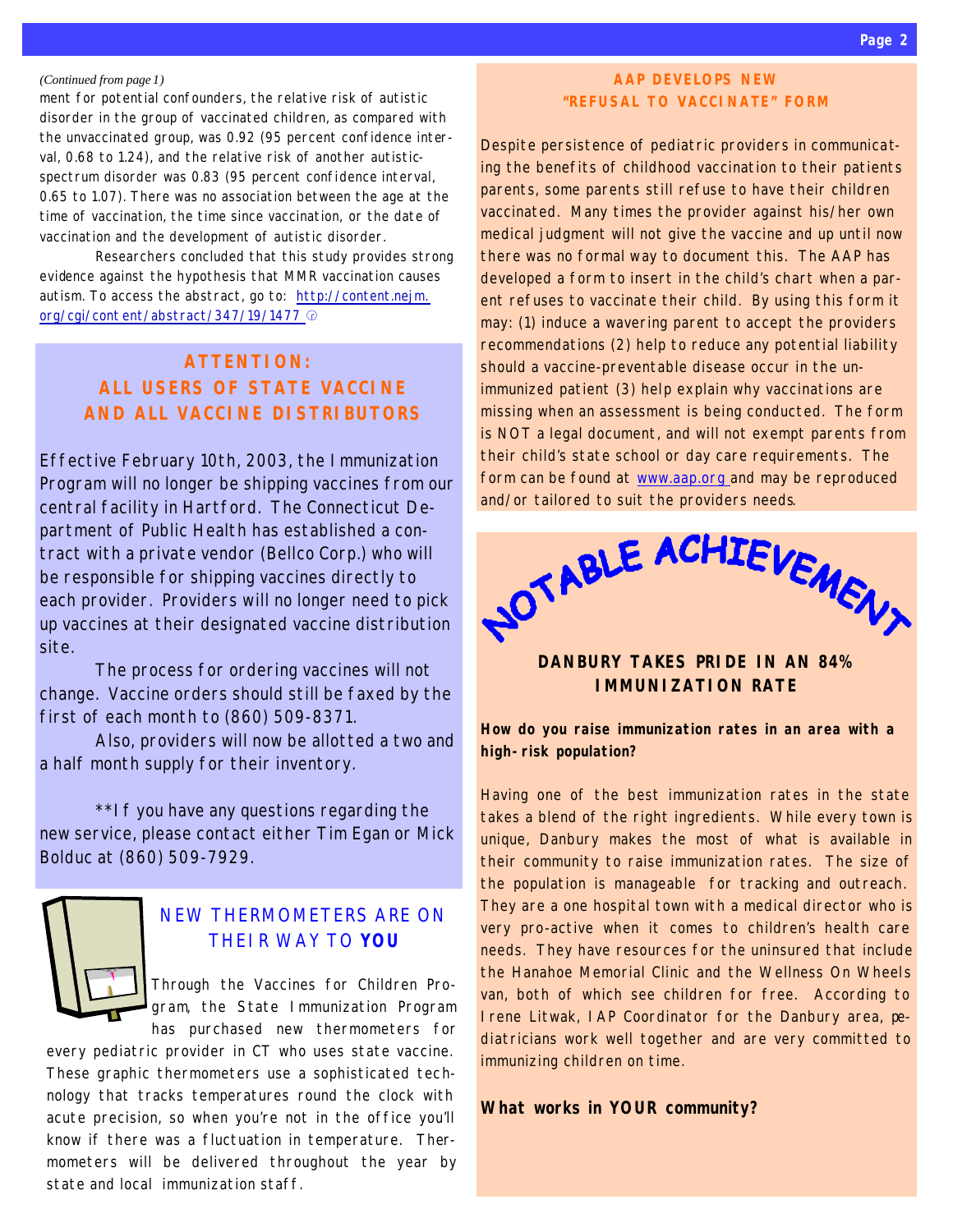*(Continued from page 1)*
ment for potential confounders, the relative risk of autistic disorder in the group of vaccinated children, as compared with the unvaccinated group, was 0.92 (95 percent confidence interval, 0.68 to 1.24), and the relative risk of another autistic-spectrum disorder was 0.83 (95 percent confidence interval, 0.65 to 1.07). There was no association between the age at the time of vaccination, the time since vaccination, or the date of vaccination and the development of autistic disorder.

Researchers concluded that this study provides strong evidence against the hypothesis that MMR vaccination causes autism. To access the abstract, go to: http://content.nejm.org/cgi/content/abstract/347/19/1477

## ATTENTION: ALL USERS OF STATE VACCINE AND ALL VACCINE DISTRIBUTORS

Effective February 10th, 2003, the Immunization Program will no longer be shipping vaccines from our central facility in Hartford. The Connecticut Department of Public Health has established a contract with a private vendor (Bellco Corp.) who will be responsible for shipping vaccines directly to each provider. Providers will no longer need to pick up vaccines at their designated vaccine distribution site.

The process for ordering vaccines will not change. Vaccine orders should still be faxed by the first of each month to (860) 509-8371.

Also, providers will now be allotted a two and a half month supply for their inventory.

**If you have any questions regarding the new service, please contact either Tim Egan or Mick Bolduc at (860) 509-7929.

## NEW THERMOMETERS ARE ON THEIR WAY TO **YOU**

Through the Vaccines for Children Program, the State Immunization Program has purchased new thermometers for every pediatric provider in CT who uses state vaccine. These graphic thermometers use a sophisticated technology that tracks temperatures round the clock with acute precision, so when you're not in the office you'll know if there was a fluctuation in temperature. Thermometers will be delivered throughout the year by state and local immunization staff.

## AAP DEVELOPS NEW "REFUSAL TO VACCINATE" FORM

Despite persistence of pediatric providers in communicating the benefits of childhood vaccination to their patients parents, some parents still refuse to have their children vaccinated. Many times the provider against his/her own medical judgment will not give the vaccine and up until now there was no formal way to document this. The AAP has developed a form to insert in the child's chart when a parent refuses to vaccinate their child. By using this form it may: (1) induce a wavering parent to accept the providers recommendations (2) help to reduce any potential liability should a vaccine-preventable disease occur in the un-immunized patient (3) help explain why vaccinations are missing when an assessment is being conducted. The form is NOT a legal document, and will not exempt parents from their child's state school or day care requirements. The form can be found at www.aap.org and may be reproduced and/or tailored to suit the providers needs.

## NOTABLE ACHIEVEMENT

### DANBURY TAKES PRIDE IN AN 84% IMMUNIZATION RATE

**How do you raise immunization rates in an area with a high-risk population?**

Having one of the best immunization rates in the state takes a blend of the right ingredients. While every town is unique, Danbury makes the most of what is available in their community to raise immunization rates. The size of the population is manageable for tracking and outreach. They are a one hospital town with a medical director who is very pro-active when it comes to children's health care needs. They have resources for the uninsured that include the Hanahoe Memorial Clinic and the Wellness On Wheels van, both of which see children for free. According to Irene Litwak, IAP Coordinator for the Danbury area, pediatricians work well together and are very committed to immunizing children on time.

**What works in YOUR community?**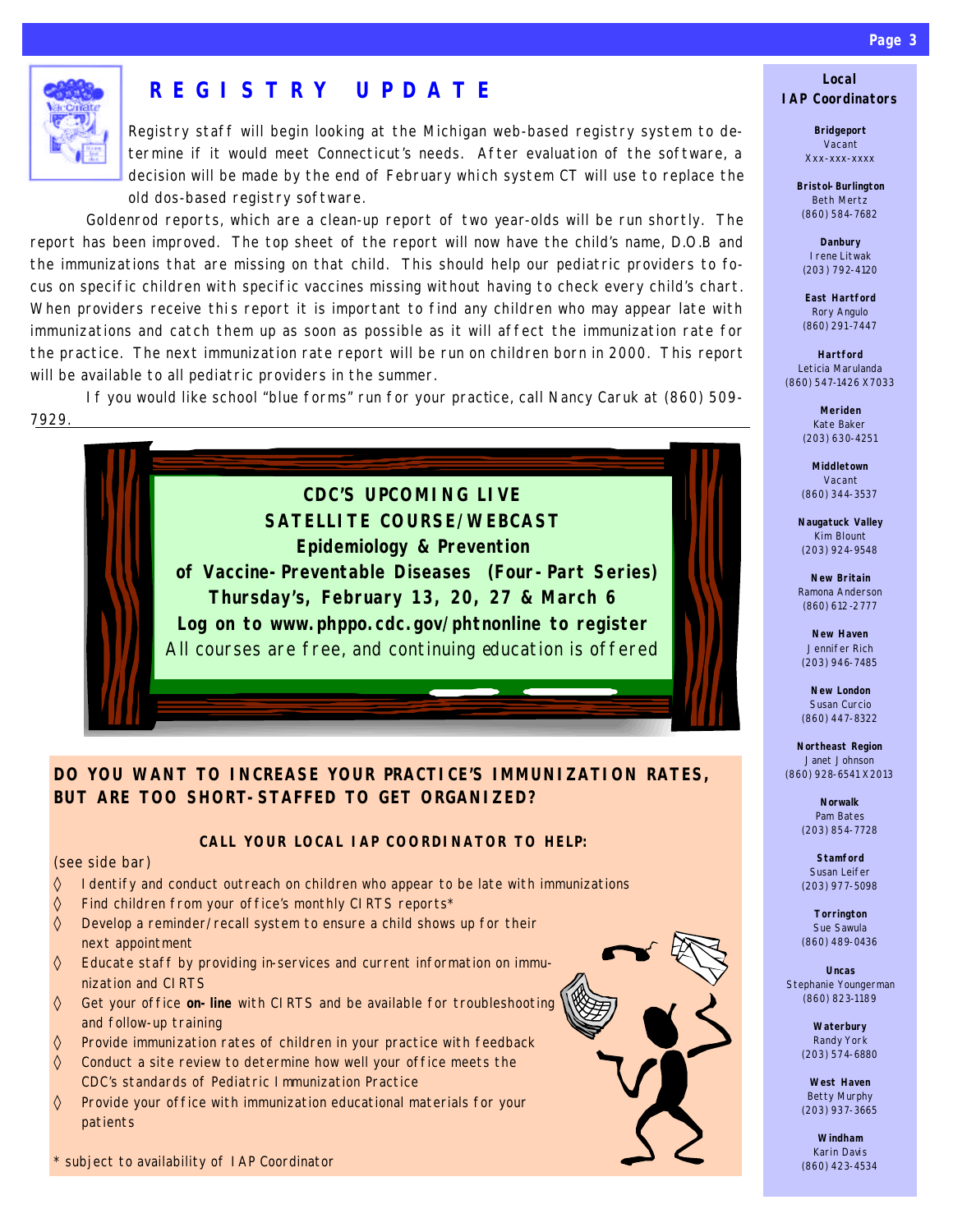## REGISTRY UPDATE

Registry staff will begin looking at the Michigan web-based registry system to determine if it would meet Connecticut's needs. After evaluation of the software, a decision will be made by the end of February which system CT will use to replace the old dos-based registry software.

Goldenrod reports, which are a clean-up report of two year-olds will be run shortly. The report has been improved. The top sheet of the report will now have the child's name, D.O.B and the immunizations that are missing on that child. This should help our pediatric providers to focus on specific children with specific vaccines missing without having to check every child's chart. When providers receive this report it is important to find any children who may appear late with immunizations and catch them up as soon as possible as it will affect the immunization rate for the practice. The next immunization rate report will be run on children born in 2000. This report will be available to all pediatric providers in the summer.

If you would like school "blue forms" run for your practice, call Nancy Caruk at (860) 509-7929.

**CDC'S UPCOMING LIVE SATELLITE COURSE/WEBCAST**
**Epidemiology & Prevention of Vaccine-Preventable Diseases (Four-Part Series)**
**Thursday's, February 13, 20, 27 & March 6**
**Log on to www.phppo.cdc.gov/phtnonline to register**
All courses are free, and continuing education is offered

### DO YOU WANT TO INCREASE YOUR PRACTICE'S IMMUNIZATION RATES, BUT ARE TOO SHORT-STAFFED TO GET ORGANIZED?

**CALL YOUR LOCAL IAP COORDINATOR TO HELP:**

(see side bar)

- Identify and conduct outreach on children who appear to be late with immunizations
- Find children from your office's monthly CIRTS reports*
- Develop a reminder/recall system to ensure a child shows up for their next appointment
- Educate staff by providing in-services and current information on immunization and CIRTS
- Get your office **on-line** with CIRTS and be available for troubleshooting and follow-up training
- Provide immunization rates of children in your practice with feedback
- Conduct a site review to determine how well your office meets the CDC's standards of Pediatric Immunization Practice
- Provide your office with immunization educational materials for your patients

\* subject to availability of IAP Coordinator

### Local IAP Coordinators

**Bridgeport**
Vacant
Xxx-xxx-xxxx

**Bristol-Burlington**
Beth Mertz
(860) 584-7682

**Danbury**
Irene Litwak
(203) 792-4120

**East Hartford**
Rory Angulo
(860) 291-7447

**Hartford**
Leticia Marulanda
(860) 547-1426 X7033

**Meriden**
Kate Baker
(203) 630-4251

**Middletown**
Vacant
(860) 344-3537

**Naugatuck Valley**
Kim Blount
(203) 924-9548

**New Britain**
Ramona Anderson
(860) 612-2777

**New Haven**
Jennifer Rich
(203) 946-7485

**New London**
Susan Curcio
(860) 447-8322

**Northeast Region**
Janet Johnson
(860) 928-6541 X2013

**Norwalk**
Pam Bates
(203) 854-7728

**Stamford**
Susan Leifer
(203) 977-5098

**Torrington**
Sue Sawula
(860) 489-0436

**Uncas**
Stephanie Youngerman
(860) 823-1189

**Waterbury**
Randy York
(203) 574-6880

**West Haven**
Betty Murphy
(203) 937-3665

**Windham**
Karin Davis
(860) 423-4534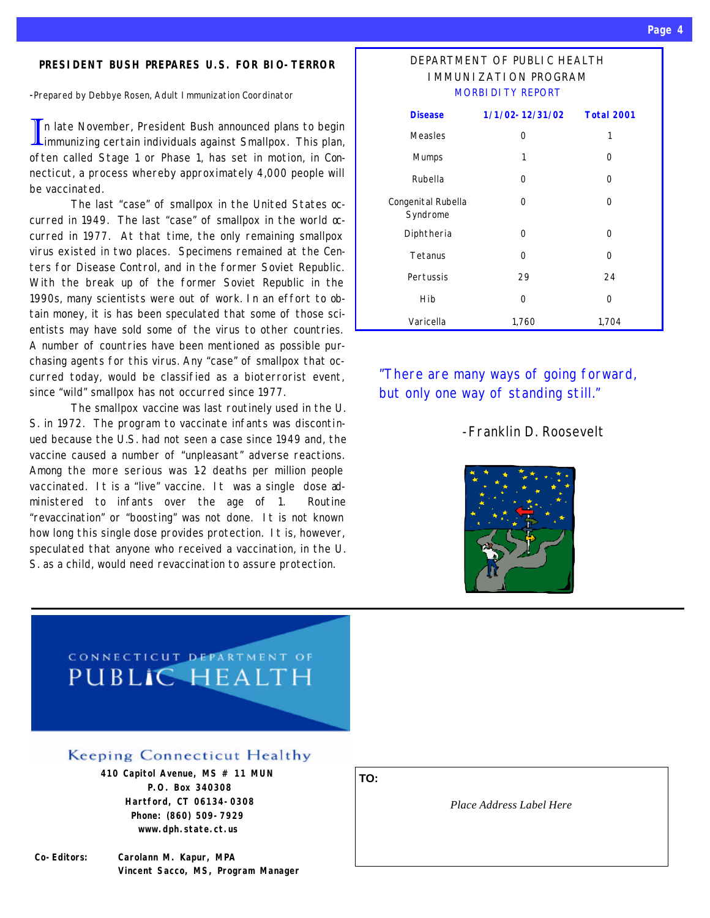## PRESIDENT BUSH PREPARES U.S. FOR BIO-TERROR

-Prepared by Debbye Rosen, Adult Immunization Coordinator

In late November, President Bush announced plans to begin immunizing certain individuals against Smallpox. This plan, often called Stage 1 or Phase 1, has set in motion, in Connecticut, a process whereby approximately 4,000 people will be vaccinated.

The last "case" of smallpox in the United States occurred in 1949. The last "case" of smallpox in the world occurred in 1977. At that time, the only remaining smallpox virus existed in two places. Specimens remained at the Centers for Disease Control, and in the former Soviet Republic. With the break up of the former Soviet Republic in the 1990s, many scientists were out of work. In an effort to obtain money, it is has been speculated that some of those scientists may have sold some of the virus to other countries. A number of countries have been mentioned as possible purchasing agents for this virus. Any "case" of smallpox that occurred today, would be classified as a bioterrorist event, since "wild" smallpox has not occurred since 1977.

The smallpox vaccine was last routinely used in the U. S. in 1972. The program to vaccinate infants was discontinued because the U.S. had not seen a case since 1949 and, the vaccine caused a number of "unpleasant" adverse reactions. Among the more serious was 1-2 deaths per million people vaccinated. It is a "live" vaccine. It was a single dose administered to infants over the age of 1. Routine "revaccination" or "boosting" was not done. It is not known how long this single dose provides protection. It is, however, speculated that anyone who received a vaccination, in the U. S. as a child, would need revaccination to assure protection.

DEPARTMENT OF PUBLIC HEALTH
IMMUNIZATION PROGRAM
MORBIDITY REPORT

| Disease | 1/1/02-12/31/02 | Total 2001 |
|---|---|---|
| Measles | 0 | 1 |
| Mumps | 1 | 0 |
| Rubella | 0 | 0 |
| Congenital Rubella Syndrome | 0 | 0 |
| Diphtheria | 0 | 0 |
| Tetanus | 0 | 0 |
| Pertussis | 29 | 24 |
| Hib | 0 | 0 |
| Varicella | 1,760 | 1,704 |

"There are many ways of going forward, but only one way of standing still."

-Franklin D. Roosevelt

CONNECTICUT DEPARTMENT OF PUBLIC HEALTH

Keeping Connecticut Healthy

**410 Capitol Avenue, MS # 11 MUN**
**P.O. Box 340308**
**Hartford, CT 06134-0308**
**Phone: (860) 509-7929**
**www.dph.state.ct.us**

**Co-Editors:** **Carolann M. Kapur, MPA**
**Vincent Sacco, MS, Program Manager**

**TO:**

*Place Address Label Here*